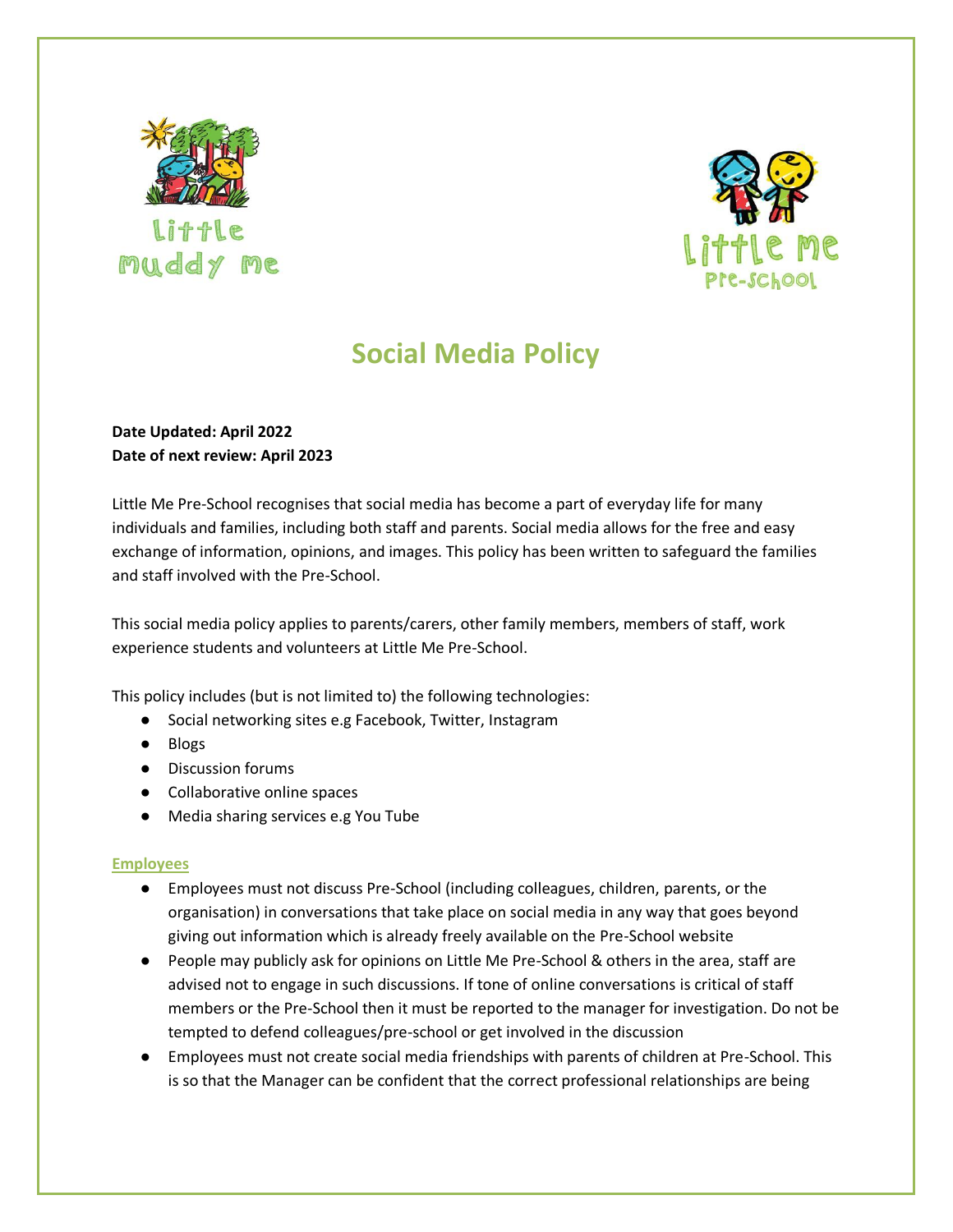# Social Media Policy

**Date Updated: April 2022**
**Date of next review: April 2023**

Little Me Pre-School recognises that social media has become a part of everyday life for many individuals and families, including both staff and parents. Social media allows for the free and easy exchange of information, opinions, and images. This policy has been written to safeguard the families and staff involved with the Pre-School.

This social media policy applies to parents/carers, other family members, members of staff, work experience students and volunteers at Little Me Pre-School.

This policy includes (but is not limited to) the following technologies:

- Social networking sites e.g Facebook, Twitter, Instagram
- Blogs
- Discussion forums
- Collaborative online spaces
- Media sharing services e.g You Tube

## Employees

- Employees must not discuss Pre-School (including colleagues, children, parents, or the organisation) in conversations that take place on social media in any way that goes beyond giving out information which is already freely available on the Pre-School website
- People may publicly ask for opinions on Little Me Pre-School & others in the area, staff are advised not to engage in such discussions. If tone of online conversations is critical of staff members or the Pre-School then it must be reported to the manager for investigation. Do not be tempted to defend colleagues/pre-school or get involved in the discussion
- Employees must not create social media friendships with parents of children at Pre-School. This is so that the Manager can be confident that the correct professional relationships are being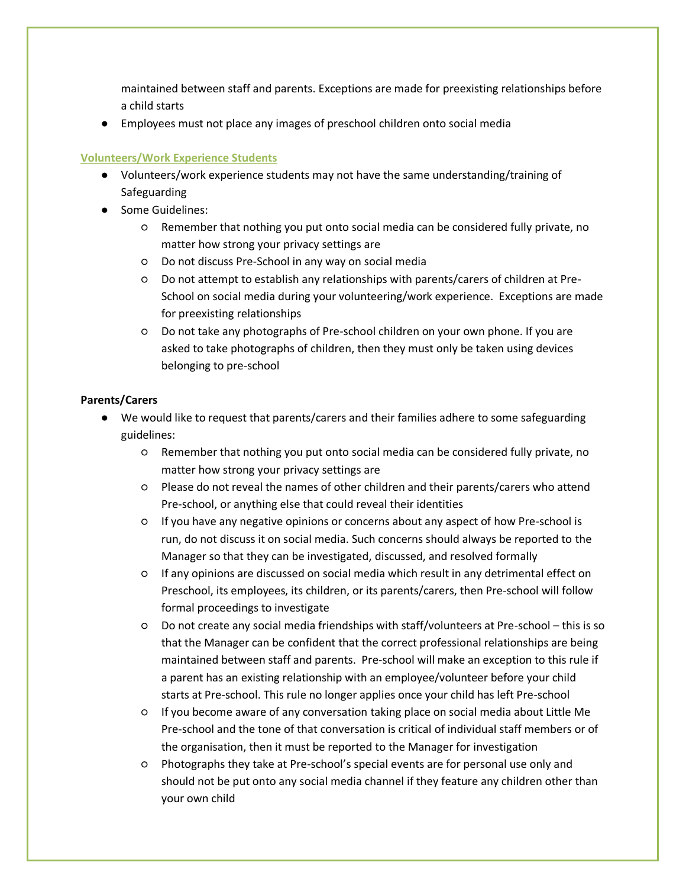maintained between staff and parents. Exceptions are made for preexisting relationships before a child starts

- Employees must not place any images of preschool children onto social media

### Volunteers/Work Experience Students

- Volunteers/work experience students may not have the same understanding/training of Safeguarding
- Some Guidelines:
    - Remember that nothing you put onto social media can be considered fully private, no matter how strong your privacy settings are
    - Do not discuss Pre-School in any way on social media
    - Do not attempt to establish any relationships with parents/carers of children at Pre-School on social media during your volunteering/work experience.  Exceptions are made for preexisting relationships
    - Do not take any photographs of Pre-school children on your own phone. If you are asked to take photographs of children, then they must only be taken using devices belonging to pre-school

### Parents/Carers

- We would like to request that parents/carers and their families adhere to some safeguarding guidelines:
    - Remember that nothing you put onto social media can be considered fully private, no matter how strong your privacy settings are
    - Please do not reveal the names of other children and their parents/carers who attend Pre-school, or anything else that could reveal their identities
    - If you have any negative opinions or concerns about any aspect of how Pre-school is run, do not discuss it on social media. Such concerns should always be reported to the Manager so that they can be investigated, discussed, and resolved formally
    - If any opinions are discussed on social media which result in any detrimental effect on Preschool, its employees, its children, or its parents/carers, then Pre-school will follow formal proceedings to investigate
    - Do not create any social media friendships with staff/volunteers at Pre-school – this is so that the Manager can be confident that the correct professional relationships are being maintained between staff and parents.  Pre-school will make an exception to this rule if a parent has an existing relationship with an employee/volunteer before your child starts at Pre-school. This rule no longer applies once your child has left Pre-school
    - If you become aware of any conversation taking place on social media about Little Me Pre-school and the tone of that conversation is critical of individual staff members or of the organisation, then it must be reported to the Manager for investigation
    - Photographs they take at Pre-school's special events are for personal use only and should not be put onto any social media channel if they feature any children other than your own child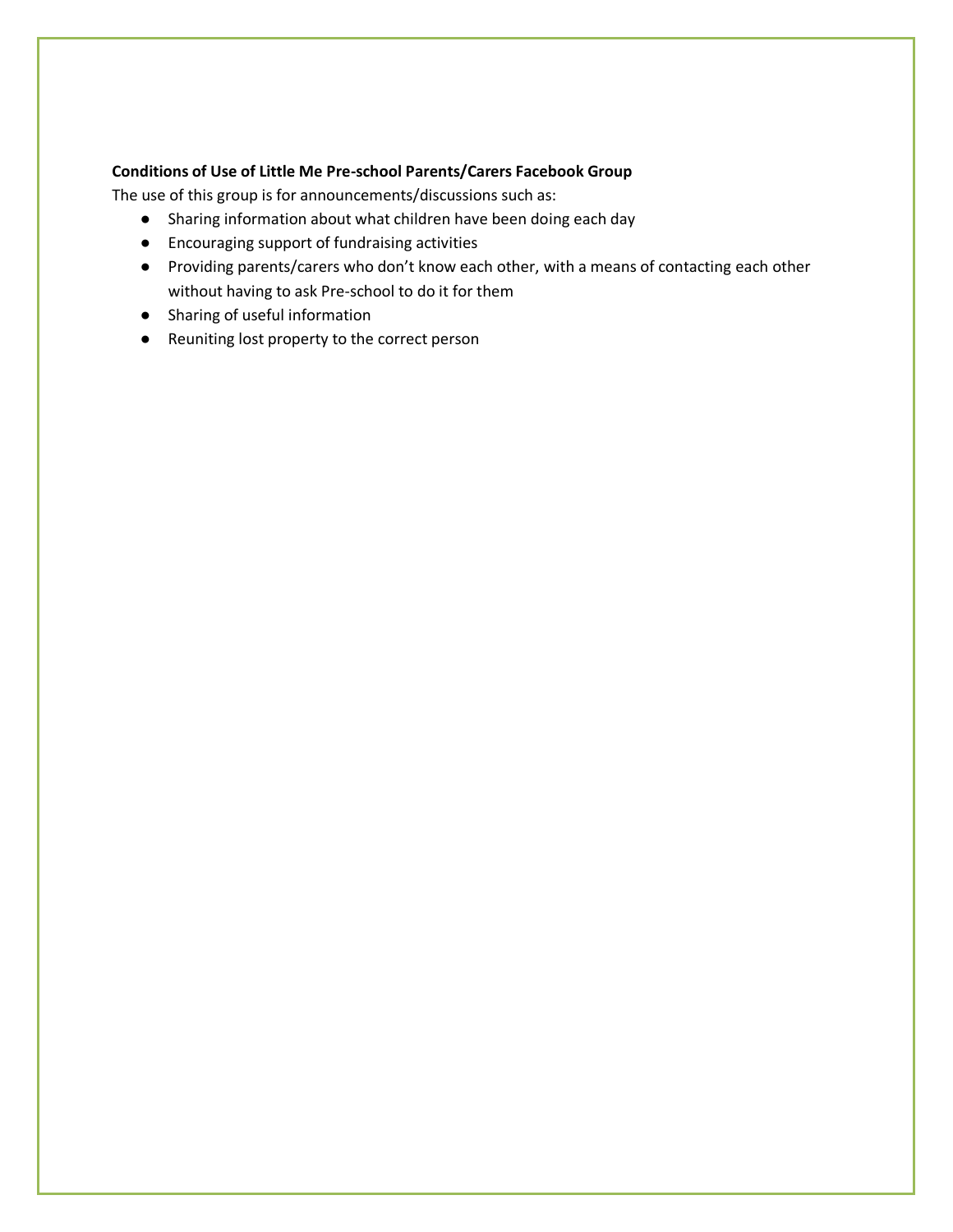**Conditions of Use of Little Me Pre-school Parents/Carers Facebook Group**

The use of this group is for announcements/discussions such as:

- Sharing information about what children have been doing each day
- Encouraging support of fundraising activities
- Providing parents/carers who don't know each other, with a means of contacting each other without having to ask Pre-school to do it for them
- Sharing of useful information
- Reuniting lost property to the correct person